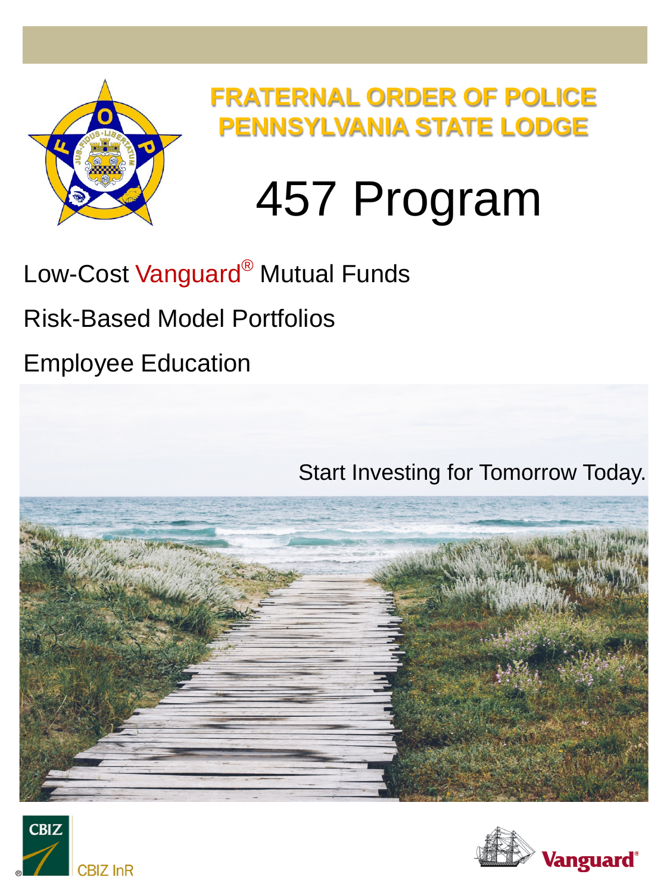# FRATERNAL ORDER OF POLICE PENNSYLVANIA STATE LODGE

# 457 Program

Low-Cost Vanguard® Mutual Funds

Risk-Based Model Portfolios

Employee Education

Start Investing for Tomorrow Today.

CBIZ InR

Vanguard®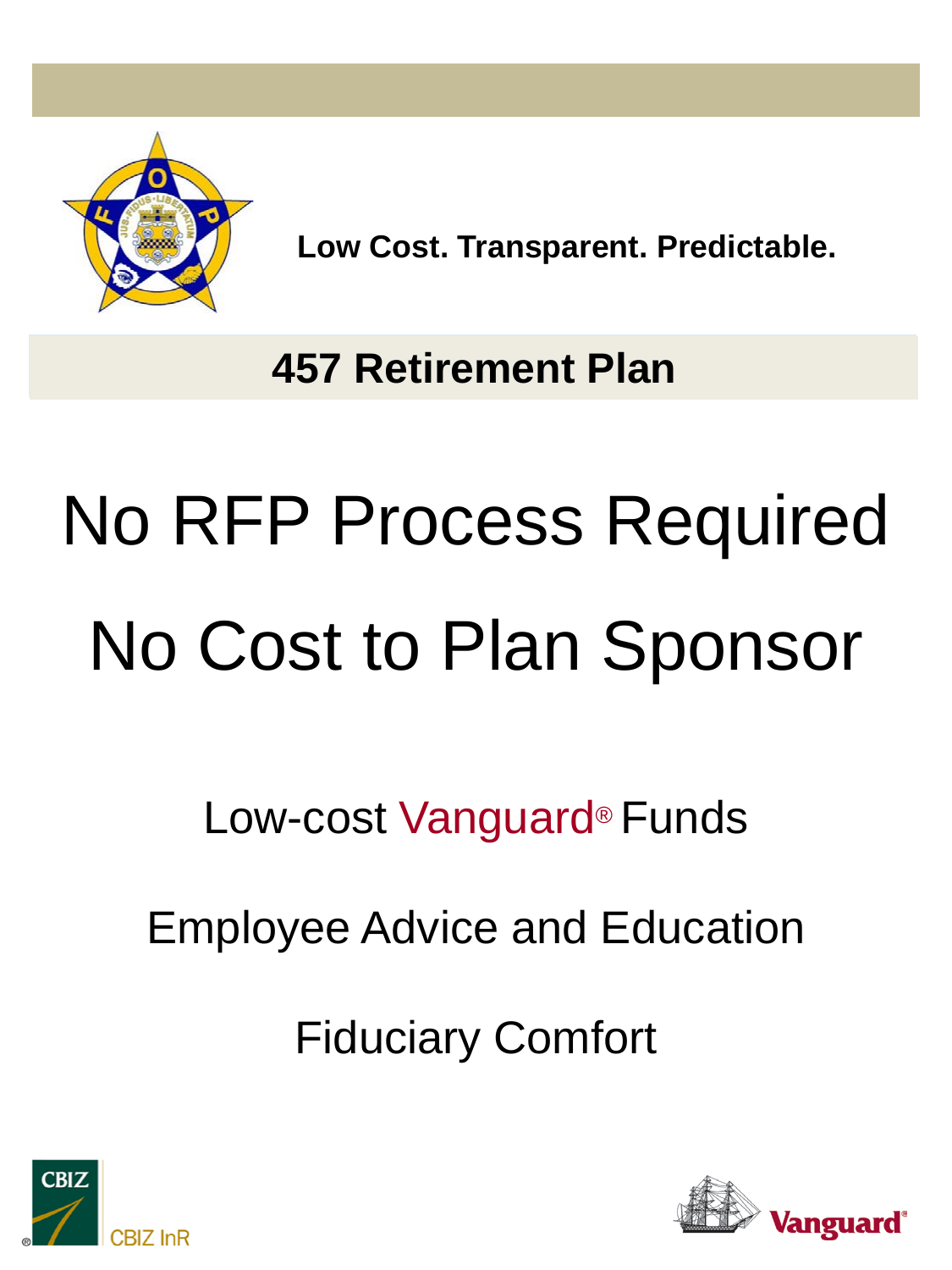**Low Cost. Transparent. Predictable.**

## 457 Retirement Plan

# No RFP Process Required

# No Cost to Plan Sponsor

Low-cost Vanguard® Funds

Employee Advice and Education

Fiduciary Comfort

CBIZ InR

Vanguard®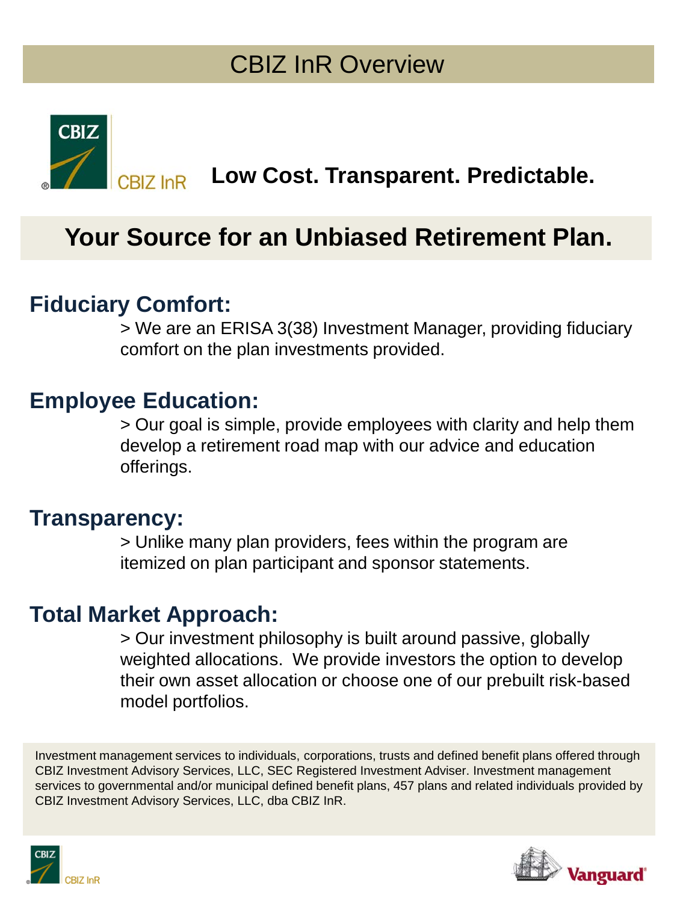# CBIZ InR Overview

CBIZ InR **Low Cost. Transparent. Predictable.**

## Your Source for an Unbiased Retirement Plan.

### Fiduciary Comfort:

> We are an ERISA 3(38) Investment Manager, providing fiduciary comfort on the plan investments provided.

### Employee Education:

> Our goal is simple, provide employees with clarity and help them develop a retirement road map with our advice and education offerings.

### Transparency:

> Unlike many plan providers, fees within the program are itemized on plan participant and sponsor statements.

### Total Market Approach:

> Our investment philosophy is built around passive, globally weighted allocations. We provide investors the option to develop their own asset allocation or choose one of our prebuilt risk-based model portfolios.

Investment management services to individuals, corporations, trusts and defined benefit plans offered through CBIZ Investment Advisory Services, LLC, SEC Registered Investment Adviser. Investment management services to governmental and/or municipal defined benefit plans, 457 plans and related individuals provided by CBIZ Investment Advisory Services, LLC, dba CBIZ InR.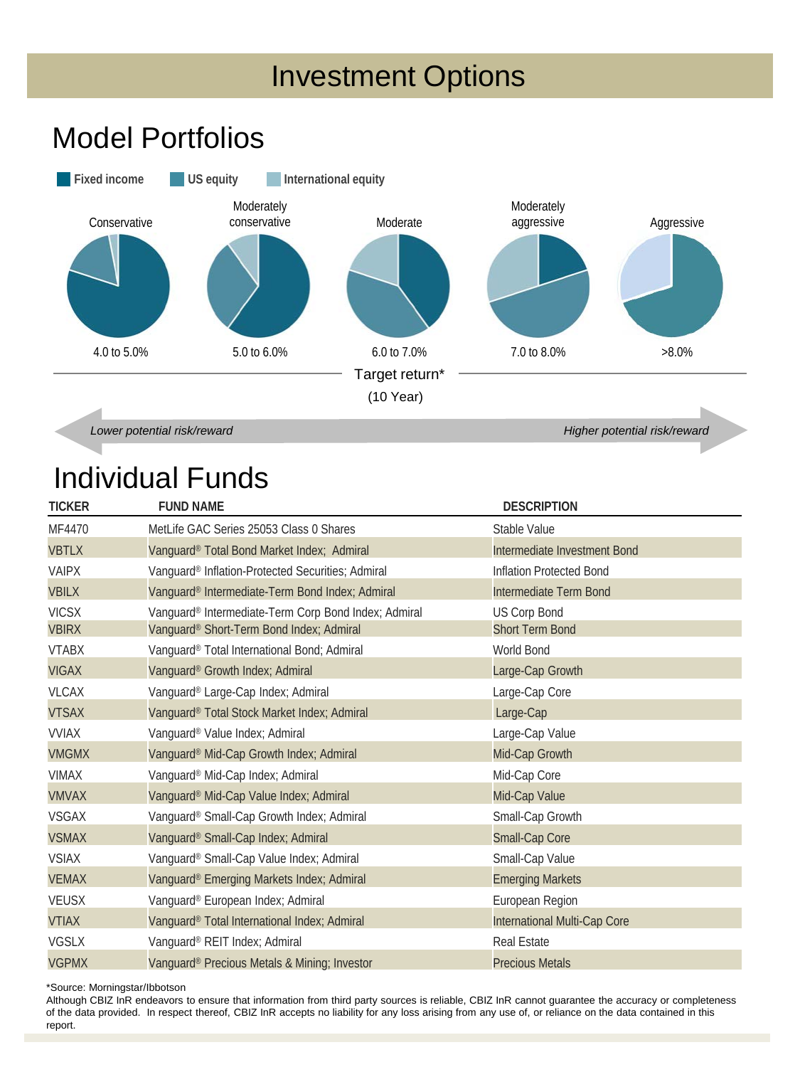# Investment Options

## Model Portfolios

Fixed income | US equity | International equity

| Conservative | Moderately conservative | Moderate | Moderately aggressive | Aggressive |
|---|---|---|---|---|
| 4.0 to 5.0% | 5.0 to 6.0% | 6.0 to 7.0% | 7.0 to 8.0% | >8.0% |

Target return*
(10 Year)

*Lower potential risk/reward* — *Higher potential risk/reward*

## Individual Funds

| TICKER | FUND NAME | DESCRIPTION |
|---|---|---|
| MF4470 | MetLife GAC Series 25053 Class 0 Shares | Stable Value |
| VBTLX | Vanguard® Total Bond Market Index; Admiral | Intermediate Investment Bond |
| VAIPX | Vanguard® Inflation-Protected Securities; Admiral | Inflation Protected Bond |
| VBILX | Vanguard® Intermediate-Term Bond Index; Admiral | Intermediate Term Bond |
| VICSX | Vanguard® Intermediate-Term Corp Bond Index; Admiral | US Corp Bond |
| VBIRX | Vanguard® Short-Term Bond Index; Admiral | Short Term Bond |
| VTABX | Vanguard® Total International Bond; Admiral | World Bond |
| VIGAX | Vanguard® Growth Index; Admiral | Large-Cap Growth |
| VLCAX | Vanguard® Large-Cap Index; Admiral | Large-Cap Core |
| VTSAX | Vanguard® Total Stock Market Index; Admiral | Large-Cap |
| VVIAX | Vanguard® Value Index; Admiral | Large-Cap Value |
| VMGMX | Vanguard® Mid-Cap Growth Index; Admiral | Mid-Cap Growth |
| VIMAX | Vanguard® Mid-Cap Index; Admiral | Mid-Cap Core |
| VMVAX | Vanguard® Mid-Cap Value Index; Admiral | Mid-Cap Value |
| VSGAX | Vanguard® Small-Cap Growth Index; Admiral | Small-Cap Growth |
| VSMAX | Vanguard® Small-Cap Index; Admiral | Small-Cap Core |
| VSIAX | Vanguard® Small-Cap Value Index; Admiral | Small-Cap Value |
| VEMAX | Vanguard® Emerging Markets Index; Admiral | Emerging Markets |
| VEUSX | Vanguard® European Index; Admiral | European Region |
| VTIAX | Vanguard® Total International Index; Admiral | International Multi-Cap Core |
| VGSLX | Vanguard® REIT Index; Admiral | Real Estate |
| VGPMX | Vanguard® Precious Metals & Mining; Investor | Precious Metals |

*Source: Morningstar/Ibbotson

Although CBIZ InR endeavors to ensure that information from third party sources is reliable, CBIZ InR cannot guarantee the accuracy or completeness of the data provided. In respect thereof, CBIZ InR accepts no liability for any loss arising from any use of, or reliance on the data contained in this report.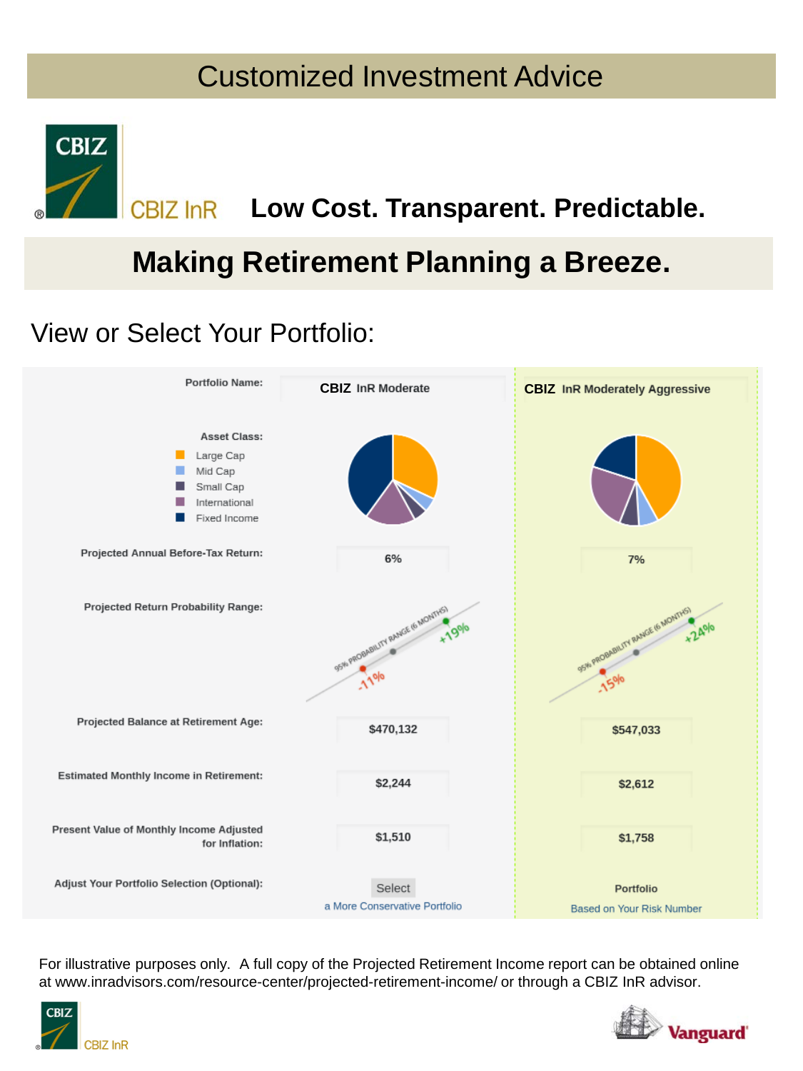# Customized Investment Advice

CBIZ InR **Low Cost. Transparent. Predictable.**

## Making Retirement Planning a Breeze.

View or Select Your Portfolio:

| Portfolio Name: | CBIZ InR Moderate | CBIZ InR Moderately Aggressive |
|---|---|---|
| Asset Class: Large Cap, Mid Cap, Small Cap, International, Fixed Income | | |
| Projected Annual Before-Tax Return: | 6% | 7% |
| Projected Return Probability Range: | 95% PROBABILITY RANGE (6 MONTHS) -11% to +19% | 95% PROBABILITY RANGE (6 MONTHS) -15% to +24% |
| Projected Balance at Retirement Age: | $470,132 | $547,033 |
| Estimated Monthly Income in Retirement: | $2,244 | $2,612 |
| Present Value of Monthly Income Adjusted for Inflation: | $1,510 | $1,758 |
| Adjust Your Portfolio Selection (Optional): | Select a More Conservative Portfolio | Portfolio Based on Your Risk Number |

For illustrative purposes only. A full copy of the Projected Retirement Income report can be obtained online at www.inradvisors.com/resource-center/projected-retirement-income/ or through a CBIZ InR advisor.

CBIZ InR

Vanguard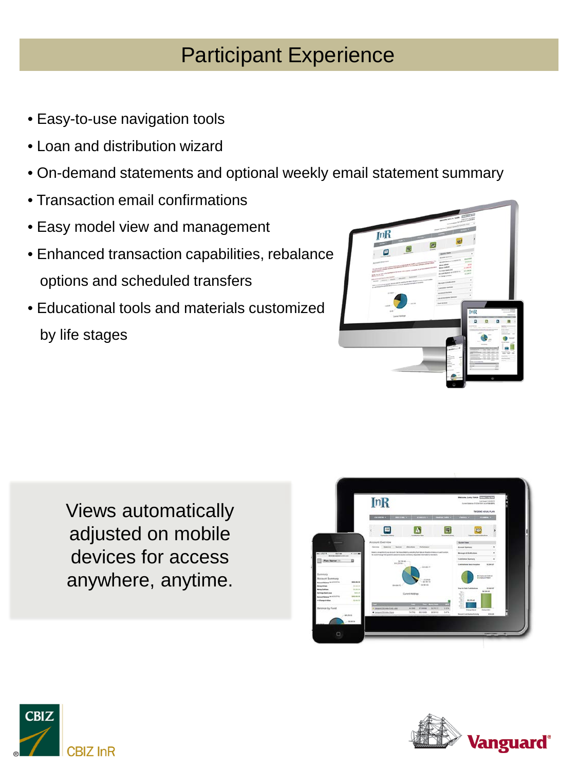# Participant Experience

- Easy-to-use navigation tools
- Loan and distribution wizard
- On-demand statements and optional weekly email statement summary
- Transaction email confirmations
- Easy model view and management
- Enhanced transaction capabilities, rebalance options and scheduled transfers
- Educational tools and materials customized by life stages

Views automatically adjusted on mobile devices for access anywhere, anytime.

CBIZ InR

Vanguard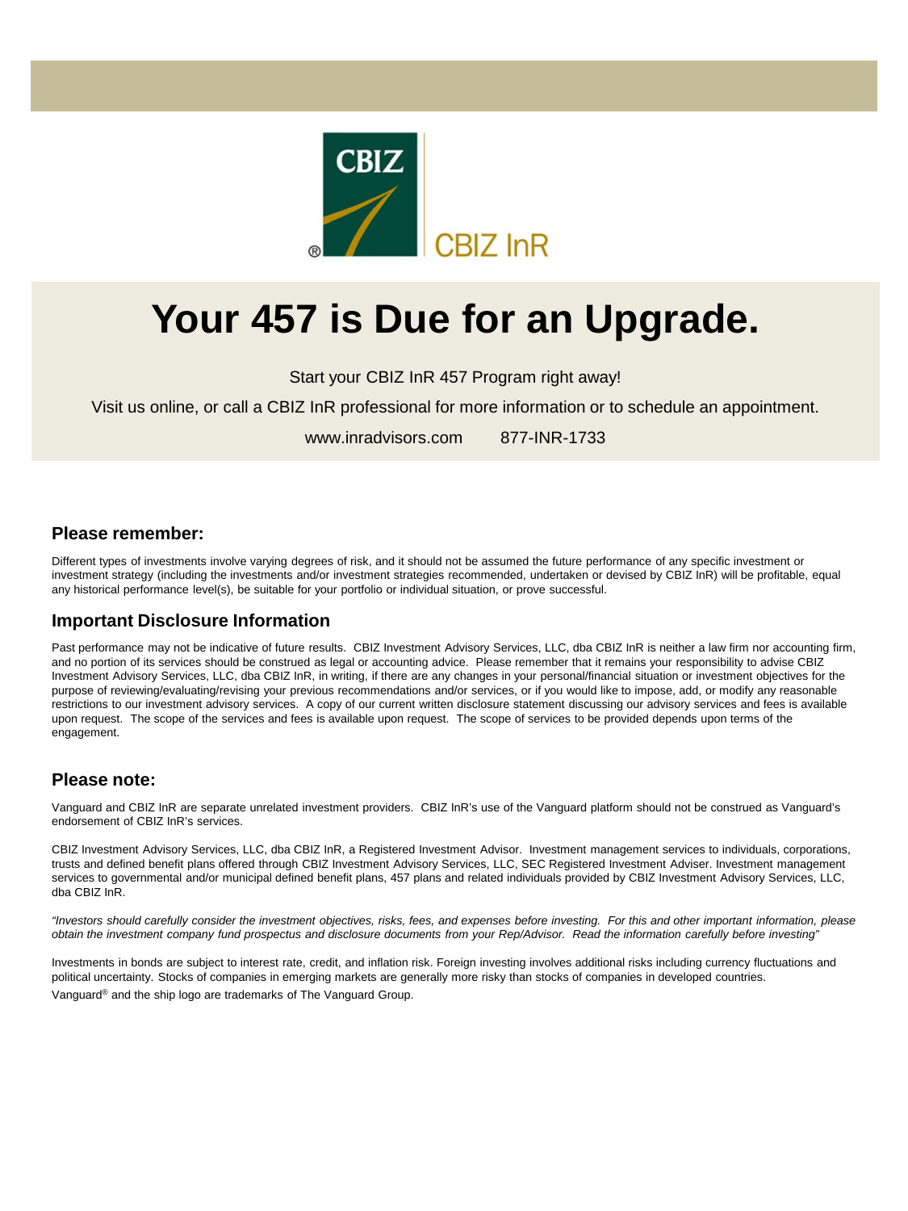CBIZ

CBIZ InR

# Your 457 is Due for an Upgrade.

Start your CBIZ InR 457 Program right away!

Visit us online, or call a CBIZ InR professional for more information or to schedule an appointment.

www.inradvisors.com 877-INR-1733

## Please remember:

Different types of investments involve varying degrees of risk, and it should not be assumed the future performance of any specific investment or investment strategy (including the investments and/or investment strategies recommended, undertaken or devised by CBIZ InR) will be profitable, equal any historical performance level(s), be suitable for your portfolio or individual situation, or prove successful.

## Important Disclosure Information

Past performance may not be indicative of future results. CBIZ Investment Advisory Services, LLC, dba CBIZ InR is neither a law firm nor accounting firm, and no portion of its services should be construed as legal or accounting advice. Please remember that it remains your responsibility to advise CBIZ Investment Advisory Services, LLC, dba CBIZ InR, in writing, if there are any changes in your personal/financial situation or investment objectives for the purpose of reviewing/evaluating/revising your previous recommendations and/or services, or if you would like to impose, add, or modify any reasonable restrictions to our investment advisory services. A copy of our current written disclosure statement discussing our advisory services and fees is available upon request. The scope of the services and fees is available upon request. The scope of services to be provided depends upon terms of the engagement.

## Please note:

Vanguard and CBIZ InR are separate unrelated investment providers. CBIZ InR's use of the Vanguard platform should not be construed as Vanguard's endorsement of CBIZ InR's services.

CBIZ Investment Advisory Services, LLC, dba CBIZ InR, a Registered Investment Advisor. Investment management services to individuals, corporations, trusts and defined benefit plans offered through CBIZ Investment Advisory Services, LLC, SEC Registered Investment Adviser. Investment management services to governmental and/or municipal defined benefit plans, 457 plans and related individuals provided by CBIZ Investment Advisory Services, LLC, dba CBIZ InR.

*"Investors should carefully consider the investment objectives, risks, fees, and expenses before investing. For this and other important information, please obtain the investment company fund prospectus and disclosure documents from your Rep/Advisor. Read the information carefully before investing"*

Investments in bonds are subject to interest rate, credit, and inflation risk. Foreign investing involves additional risks including currency fluctuations and political uncertainty. Stocks of companies in emerging markets are generally more risky than stocks of companies in developed countries.
Vanguard® and the ship logo are trademarks of The Vanguard Group.